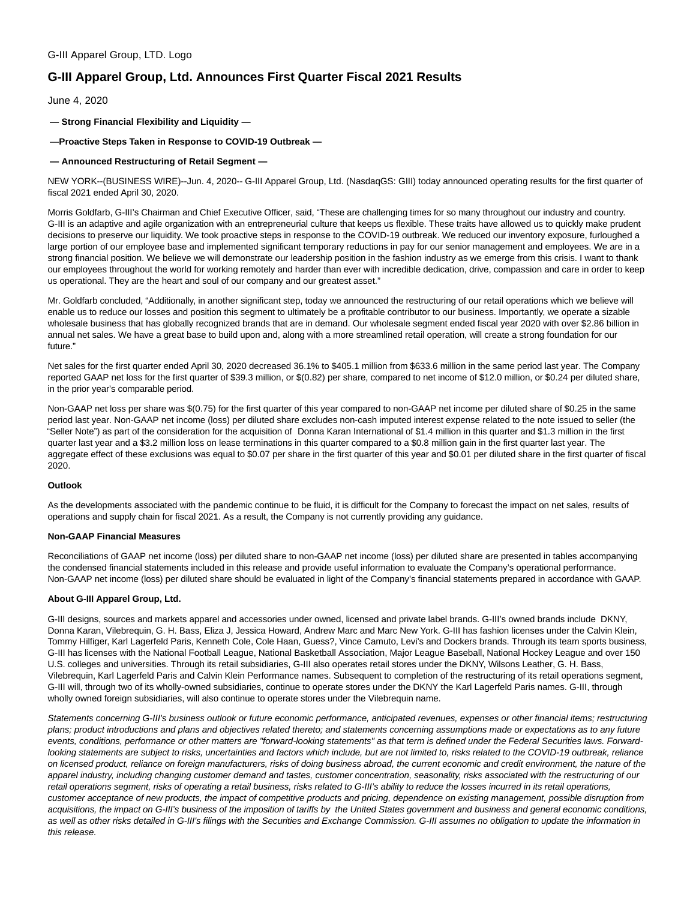G-III Apparel Group, LTD. Logo

# G-III Apparel Group, Ltd. Announces First Quarter Fiscal 2021 Results

June 4, 2020

**— Strong Financial Flexibility and Liquidity —**

**—Proactive Steps Taken in Response to COVID-19 Outbreak —**

**— Announced Restructuring of Retail Segment —**

NEW YORK--(BUSINESS WIRE)--Jun. 4, 2020-- G-III Apparel Group, Ltd. (NasdaqGS: GIII) today announced operating results for the first quarter of fiscal 2021 ended April 30, 2020.

Morris Goldfarb, G-III's Chairman and Chief Executive Officer, said, "These are challenging times for so many throughout our industry and country. G-III is an adaptive and agile organization with an entrepreneurial culture that keeps us flexible. These traits have allowed us to quickly make prudent decisions to preserve our liquidity. We took proactive steps in response to the COVID-19 outbreak. We reduced our inventory exposure, furloughed a large portion of our employee base and implemented significant temporary reductions in pay for our senior management and employees. We are in a strong financial position. We believe we will demonstrate our leadership position in the fashion industry as we emerge from this crisis. I want to thank our employees throughout the world for working remotely and harder than ever with incredible dedication, drive, compassion and care in order to keep us operational. They are the heart and soul of our company and our greatest asset."

Mr. Goldfarb concluded, "Additionally, in another significant step, today we announced the restructuring of our retail operations which we believe will enable us to reduce our losses and position this segment to ultimately be a profitable contributor to our business. Importantly, we operate a sizable wholesale business that has globally recognized brands that are in demand. Our wholesale segment ended fiscal year 2020 with over $2.86 billion in annual net sales. We have a great base to build upon and, along with a more streamlined retail operation, will create a strong foundation for our future."

Net sales for the first quarter ended April 30, 2020 decreased 36.1% to $405.1 million from $633.6 million in the same period last year. The Company reported GAAP net loss for the first quarter of $39.3 million, or $(0.82) per share, compared to net income of $12.0 million, or $0.24 per diluted share, in the prior year's comparable period.

Non-GAAP net loss per share was $(0.75) for the first quarter of this year compared to non-GAAP net income per diluted share of $0.25 in the same period last year. Non-GAAP net income (loss) per diluted share excludes non-cash imputed interest expense related to the note issued to seller (the "Seller Note") as part of the consideration for the acquisition of Donna Karan International of $1.4 million in this quarter and $1.3 million in the first quarter last year and a $3.2 million loss on lease terminations in this quarter compared to a $0.8 million gain in the first quarter last year. The aggregate effect of these exclusions was equal to $0.07 per share in the first quarter of this year and $0.01 per diluted share in the first quarter of fiscal 2020.

**Outlook**

As the developments associated with the pandemic continue to be fluid, it is difficult for the Company to forecast the impact on net sales, results of operations and supply chain for fiscal 2021. As a result, the Company is not currently providing any guidance.

**Non-GAAP Financial Measures**

Reconciliations of GAAP net income (loss) per diluted share to non-GAAP net income (loss) per diluted share are presented in tables accompanying the condensed financial statements included in this release and provide useful information to evaluate the Company's operational performance. Non-GAAP net income (loss) per diluted share should be evaluated in light of the Company's financial statements prepared in accordance with GAAP.

**About G-III Apparel Group, Ltd.**

G-III designs, sources and markets apparel and accessories under owned, licensed and private label brands. G-III's owned brands include DKNY, Donna Karan, Vilebrequin, G. H. Bass, Eliza J, Jessica Howard, Andrew Marc and Marc New York. G-III has fashion licenses under the Calvin Klein, Tommy Hilfiger, Karl Lagerfeld Paris, Kenneth Cole, Cole Haan, Guess?, Vince Camuto, Levi's and Dockers brands. Through its team sports business, G-III has licenses with the National Football League, National Basketball Association, Major League Baseball, National Hockey League and over 150 U.S. colleges and universities. Through its retail subsidiaries, G-III also operates retail stores under the DKNY, Wilsons Leather, G. H. Bass, Vilebrequin, Karl Lagerfeld Paris and Calvin Klein Performance names. Subsequent to completion of the restructuring of its retail operations segment, G-III will, through two of its wholly-owned subsidiaries, continue to operate stores under the DKNY the Karl Lagerfeld Paris names. G-III, through wholly owned foreign subsidiaries, will also continue to operate stores under the Vilebrequin name.

*Statements concerning G-III's business outlook or future economic performance, anticipated revenues, expenses or other financial items; restructuring plans; product introductions and plans and objectives related thereto; and statements concerning assumptions made or expectations as to any future events, conditions, performance or other matters are "forward-looking statements" as that term is defined under the Federal Securities laws. Forward-looking statements are subject to risks, uncertainties and factors which include, but are not limited to, risks related to the COVID-19 outbreak, reliance on licensed product, reliance on foreign manufacturers, risks of doing business abroad, the current economic and credit environment, the nature of the apparel industry, including changing customer demand and tastes, customer concentration, seasonality, risks associated with the restructuring of our retail operations segment, risks of operating a retail business, risks related to G-III's ability to reduce the losses incurred in its retail operations, customer acceptance of new products, the impact of competitive products and pricing, dependence on existing management, possible disruption from acquisitions, the impact on G-III's business of the imposition of tariffs by the United States government and business and general economic conditions, as well as other risks detailed in G-III's filings with the Securities and Exchange Commission. G-III assumes no obligation to update the information in this release.*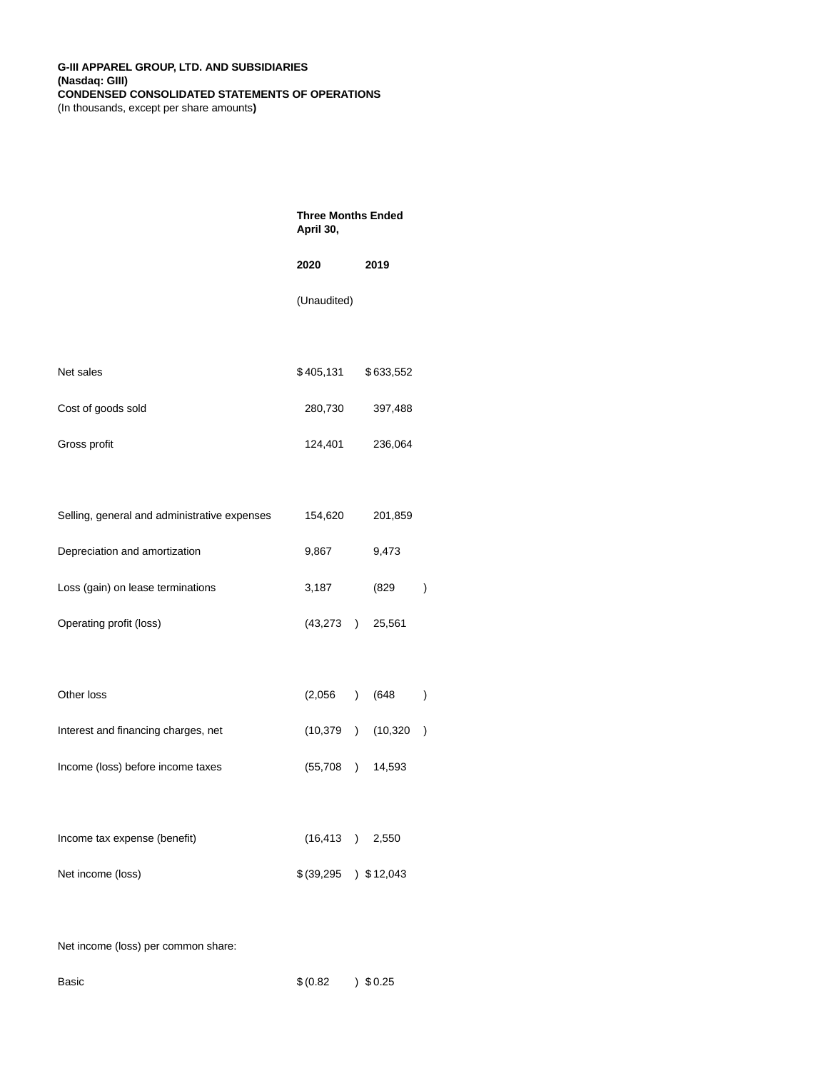**G-III APPAREL GROUP, LTD. AND SUBSIDIARIES**
**(Nasdaq: GIII)**
**CONDENSED CONSOLIDATED STATEMENTS OF OPERATIONS**
(In thousands, except per share amounts**)**

| | **Three Months Ended April 30,** | |
|---|---|---|
| | **2020** | **2019** |
| | (Unaudited) | |
| Net sales | $ 405,131 | $ 633,552 |
| Cost of goods sold | 280,730 | 397,488 |
| Gross profit | 124,401 | 236,064 |
| | | |
| Selling, general and administrative expenses | 154,620 | 201,859 |
| Depreciation and amortization | 9,867 | 9,473 |
| Loss (gain) on lease terminations | 3,187 | (829) |
| Operating profit (loss) | (43,273) | 25,561 |
| | | |
| Other loss | (2,056) | (648) |
| Interest and financing charges, net | (10,379) | (10,320) |
| Income (loss) before income taxes | (55,708) | 14,593 |
| | | |
| Income tax expense (benefit) | (16,413) | 2,550 |
| Net income (loss) | $ (39,295) | $ 12,043 |
| | | |
| Net income (loss) per common share: | | |
| Basic | $ (0.82) | $ 0.25 |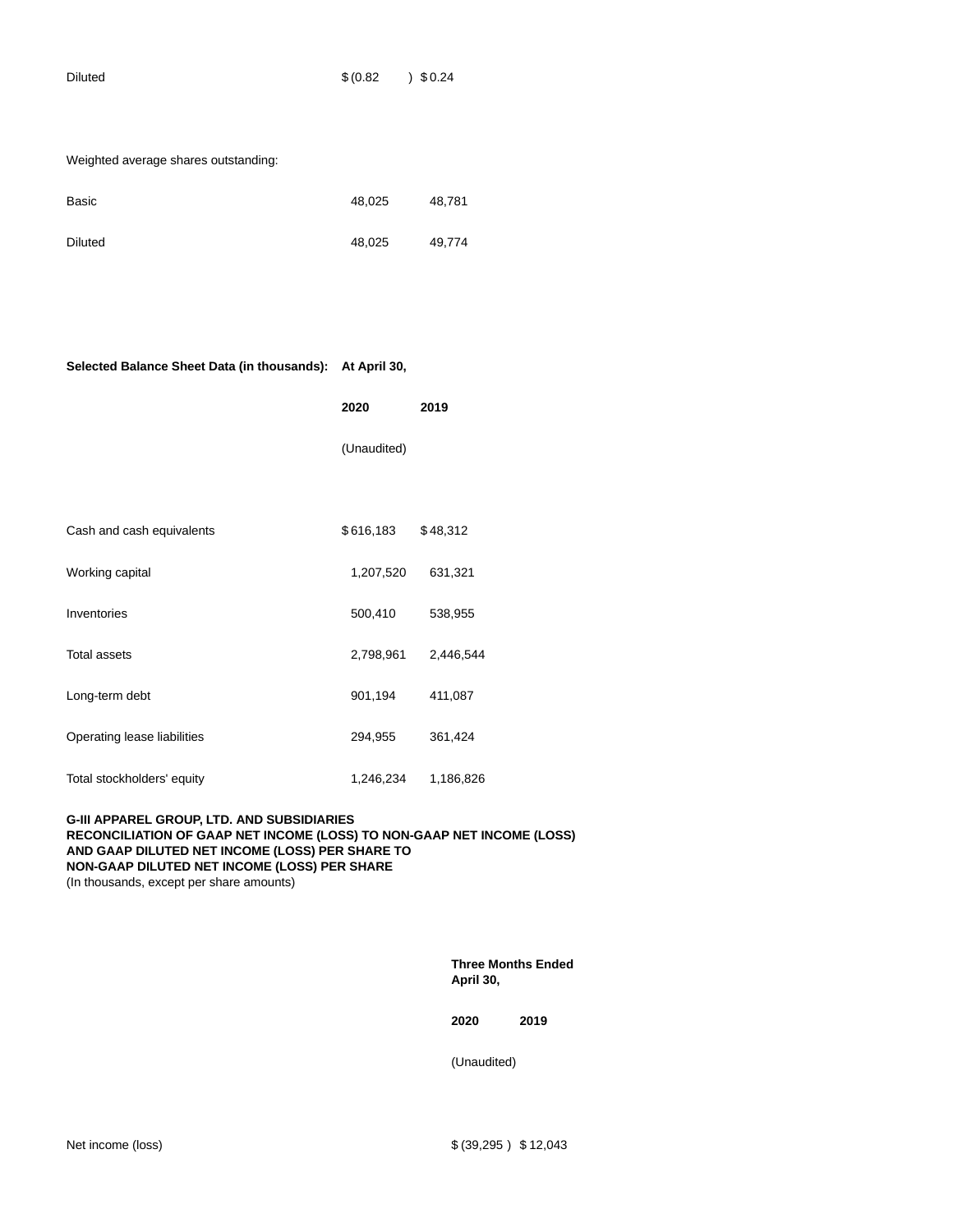| | | |
|---|---|---|
| Diluted | $ (0.82 ) | $ 0.24 |
| | | |
| Weighted average shares outstanding: | | |
| Basic | 48,025 | 48,781 |
| Diluted | 48,025 | 49,774 |

| **Selected Balance Sheet Data (in thousands):** | **At April 30,** | |
|---|---|---|
| | **2020** | **2019** |
| | (Unaudited) | |
| Cash and cash equivalents | $ 616,183 | $ 48,312 |
| Working capital | 1,207,520 | 631,321 |
| Inventories | 500,410 | 538,955 |
| Total assets | 2,798,961 | 2,446,544 |
| Long-term debt | 901,194 | 411,087 |
| Operating lease liabilities | 294,955 | 361,424 |
| Total stockholders' equity | 1,246,234 | 1,186,826 |

**G-III APPAREL GROUP, LTD. AND SUBSIDIARIES**
**RECONCILIATION OF GAAP NET INCOME (LOSS) TO NON-GAAP NET INCOME (LOSS)**
**AND GAAP DILUTED NET INCOME (LOSS) PER SHARE TO**
**NON-GAAP DILUTED NET INCOME (LOSS) PER SHARE**
(In thousands, except per share amounts)

| | **Three Months Ended April 30,** | |
|---|---|---|
| | **2020** | **2019** |
| | (Unaudited) | |
| Net income (loss) | $ (39,295 ) | $ 12,043 |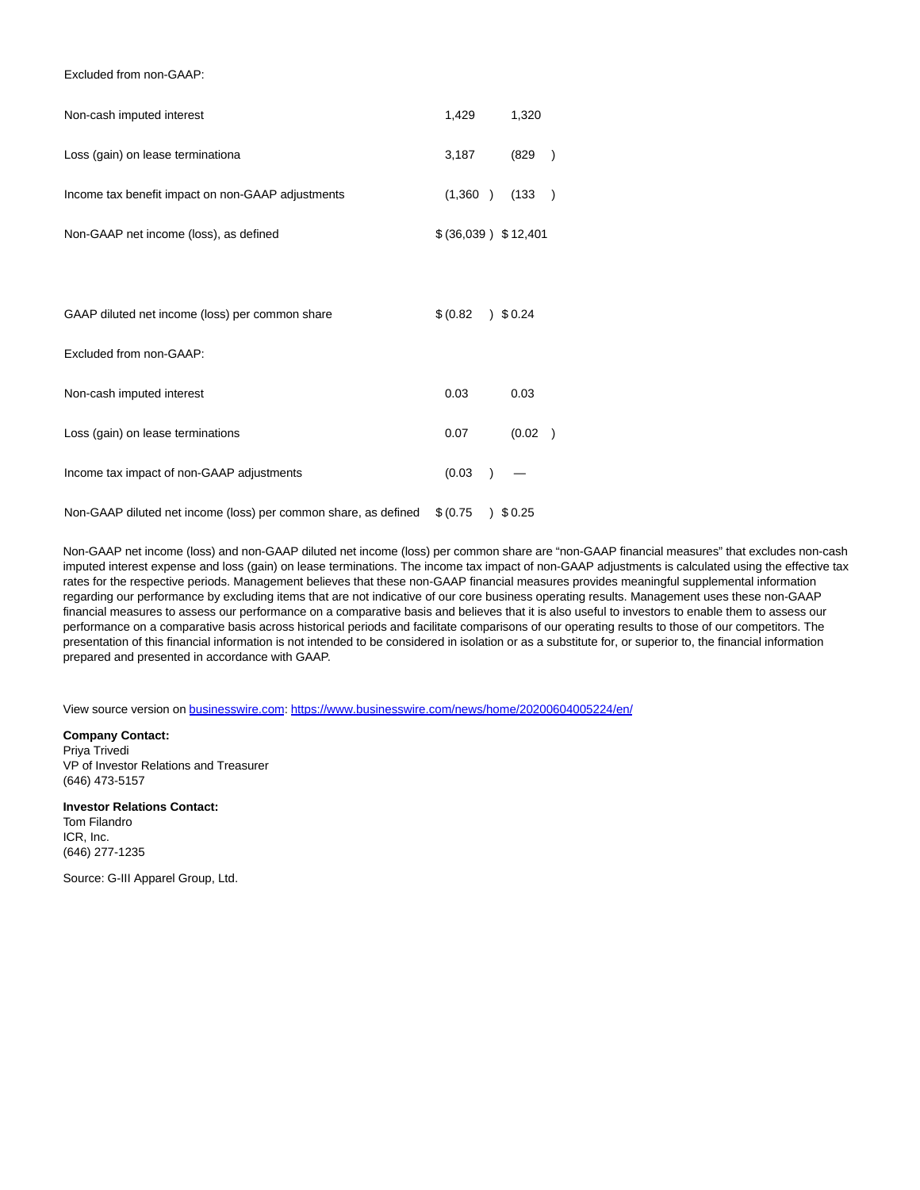| | | |
|---|---|---|
| Excluded from non-GAAP: | | |
| Non-cash imputed interest | 1,429 | 1,320 |
| Loss (gain) on lease terminationa | 3,187 | (829 ) |
| Income tax benefit impact on non-GAAP adjustments | (1,360 ) | (133 ) |
| Non-GAAP net income (loss), as defined | $ (36,039 ) | $ 12,401 |
| | | |
| GAAP diluted net income (loss) per common share | $ (0.82 ) | $ 0.24 |
| Excluded from non-GAAP: | | |
| Non-cash imputed interest | 0.03 | 0.03 |
| Loss (gain) on lease terminations | 0.07 | (0.02 ) |
| Income tax impact of non-GAAP adjustments | (0.03 ) | — |
| Non-GAAP diluted net income (loss) per common share, as defined | $ (0.75 ) | $ 0.25 |

Non-GAAP net income (loss) and non-GAAP diluted net income (loss) per common share are "non-GAAP financial measures" that excludes non-cash imputed interest expense and loss (gain) on lease terminations. The income tax impact of non-GAAP adjustments is calculated using the effective tax rates for the respective periods. Management believes that these non-GAAP financial measures provides meaningful supplemental information regarding our performance by excluding items that are not indicative of our core business operating results. Management uses these non-GAAP financial measures to assess our performance on a comparative basis and believes that it is also useful to investors to enable them to assess our performance on a comparative basis across historical periods and facilitate comparisons of our operating results to those of our competitors. The presentation of this financial information is not intended to be considered in isolation or as a substitute for, or superior to, the financial information prepared and presented in accordance with GAAP.

View source version on businesswire.com: https://www.businesswire.com/news/home/20200604005224/en/

**Company Contact:**
Priya Trivedi
VP of Investor Relations and Treasurer
(646) 473-5157

**Investor Relations Contact:**
Tom Filandro
ICR, Inc.
(646) 277-1235

Source: G-III Apparel Group, Ltd.